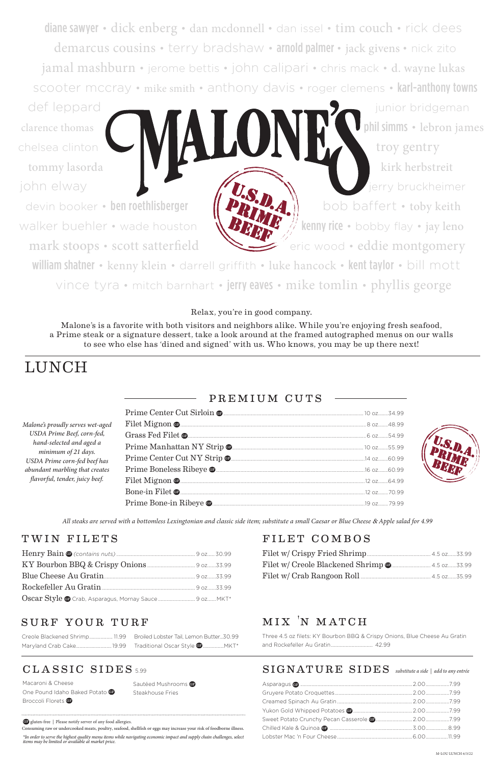diane sawyer • dick enberg • dan mcdonnell • dan issel • tim couch • rick dees
demarcus cousins • terry bradshaw • arnold palmer • jack givens • nick zito
jamal mashburn • jerome bettis • john calipari • chris mack • d. wayne lukas
scooter mccray • mike smith • anthony davis • roger clemens • karl-anthony towns
def leppard • junior bridgeman
clarence thomas • phil simms • lebron james
chelsea clinton • troy gentry
tommy lasorda • kirk herbstreit
john elway • jerry bruckheimer
devin booker • ben roethlisberger • bob baffert • toby keith
walker buehler • wade houston • kenny rice • bobby flay • jay leno
mark stoops • scott satterfield • eric wood • eddie montgomery
william shatner • kenny klein • darrell griffith • luke hancock • kent taylor • bill mott
vince tyra • mitch barnhart • jerry eaves • mike tomlin • phyllis george

# MALONE'S

U.S.D.A. PRIME BEEF

Relax, you're in good company.

Malone's is a favorite with both visitors and neighbors alike. While you're enjoying fresh seafood, a Prime steak or a signature dessert, take a look around at the framed autographed menus on our walls to see who else has 'dined and signed' with us. Who knows, you may be up there next!

# LUNCH

## PREMIUM CUTS

*Malone's proudly serves wet-aged USDA Prime Beef, corn-fed, hand-selected and aged a minimum of 21 days. USDA Prime corn-fed beef has abundant marbling that creates flavorful, tender, juicy beef.*

| Item | Size | Price |
|---|---|---|
| Prime Center Cut Sirloin GF | 10 oz | 34.99 |
| Filet Mignon GF | 8 oz | 48.99 |
| Grass Fed Filet GF | 6 oz | 54.99 |
| Prime Manhattan NY Strip GF | 10 oz | 55.99 |
| Prime Center Cut NY Strip GF | 14 oz | 60.99 |
| Prime Boneless Ribeye GF | 16 oz | 60.99 |
| Filet Mignon GF | 12 oz | 64.99 |
| Bone-in Filet GF | 12 oz | 70.99 |
| Prime Bone-in Ribeye GF | 19 oz | 79.99 |

U.S.D.A. PRIME BEEF

*All steaks are served with a bottomless Lexingtonian and classic side item; substitute a small Caesar or Blue Cheese & Apple salad for 4.99*

## TWIN FILETS

| Item | Size | Price |
|---|---|---|
| Henry Bain GF *(contains nuts)* | 9 oz | 30.99 |
| KY Bourbon BBQ & Crispy Onions | 9 oz | 33.99 |
| Blue Cheese Au Gratin | 9 oz | 33.99 |
| Rockefeller Au Gratin | 9 oz | 33.99 |
| Oscar Style GF Crab, Asparagus, Mornay Sauce | 9 oz | MKT* |

## FILET COMBOS

| Item | Size | Price |
|---|---|---|
| Filet w/ Crispy Fried Shrimp | 4.5 oz | 33.99 |
| Filet w/ Creole Blackened Shrimp GF | 4.5 oz | 33.99 |
| Filet w/ Crab Rangoon Roll | 4.5 oz | 35.99 |

## SURF YOUR TURF

| Item | Price |
|---|---|
| Creole Blackened Shrimp | 11.99 |
| Maryland Crab Cake | 19.99 |
| Broiled Lobster Tail, Lemon Butter | 30.99 |
| Traditional Oscar Style GF | MKT* |

## MIX 'N MATCH

Three 4.5 oz filets: KY Bourbon BBQ & Crispy Onions, Blue Cheese Au Gratin and Rockefeller Au Gratin ..... 42.99

## CLASSIC SIDES 5.99

- Macaroni & Cheese
- One Pound Idaho Baked Potato GF
- Broccoli Florets GF
- Sautéed Mushrooms GF
- Steakhouse Fries

## SIGNATURE SIDES

*substitute a side | add to any entrée*

| Item | Substitute | Add |
|---|---|---|
| Asparagus GF | 2.00 | 7.99 |
| Gruyere Potato Croquettes | 2.00 | 7.99 |
| Creamed Spinach Au Gratin | 2.00 | 7.99 |
| Yukon Gold Whipped Potatoes GF | 2.00 | 7.99 |
| Sweet Potato Crunchy Pecan Casserole GF | 2.00 | 7.99 |
| Chilled Kale & Quinoa GF | 3.00 | 8.99 |
| Lobster Mac 'n Four Cheese | 6.00 | 11.99 |

GF gluten-free | Please notify server of any food allergies.

Consuming raw or undercooked meats, poultry, seafood, shellfish or eggs may increase your risk of foodborne illness.

*\*In order to serve the highest quality menu items while navigating economic impact and supply chain challenges, select items may be limited or available at market price.*

M-LOU LUNCH 6/3/22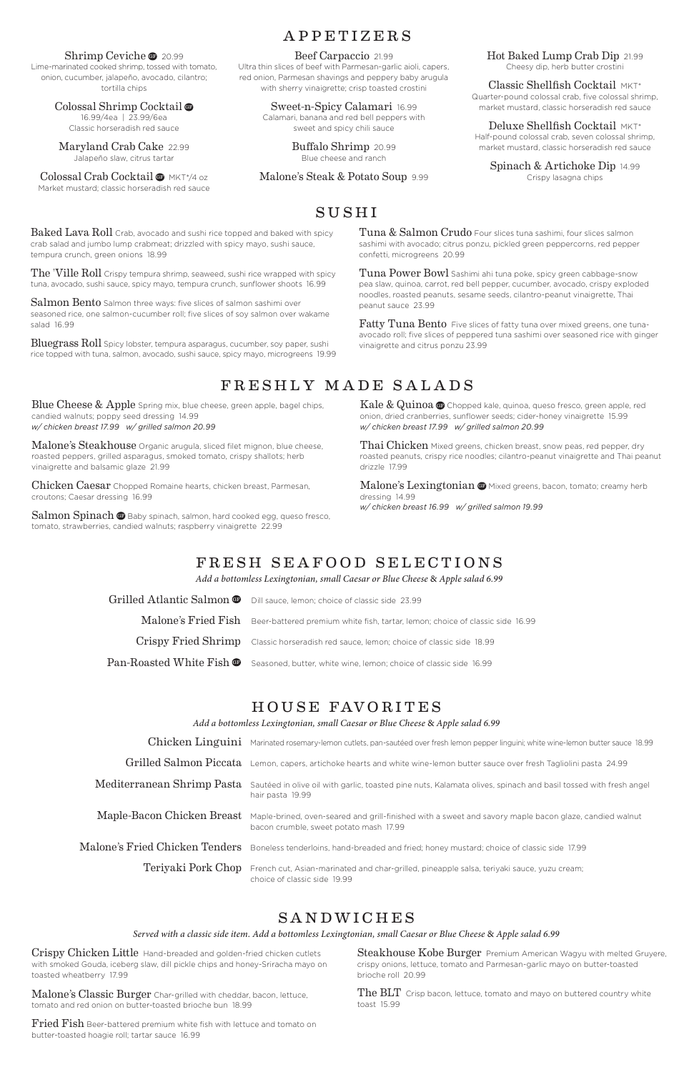# APPETIZERS

**Shrimp Ceviche** GF 20.99
Lime-marinated cooked shrimp, tossed with tomato, onion, cucumber, jalapeño, avocado, cilantro; tortilla chips

**Colossal Shrimp Cocktail** GF
16.99/4ea | 23.99/6ea
Classic horseradish red sauce

**Maryland Crab Cake** 22.99
Jalapeño slaw, citrus tartar

**Colossal Crab Cocktail** GF MKT*/4 oz
Market mustard; classic horseradish red sauce

**Beef Carpaccio** 21.99
Ultra thin slices of beef with Parmesan-garlic aioli, capers, red onion, Parmesan shavings and peppery baby arugula with sherry vinaigrette; crisp toasted crostini

**Sweet-n-Spicy Calamari** 16.99
Calamari, banana and red bell peppers with sweet and spicy chili sauce

**Buffalo Shrimp** 20.99
Blue cheese and ranch

**Malone's Steak & Potato Soup** 9.99

**Hot Baked Lump Crab Dip** 21.99
Cheesy dip, herb butter crostini

**Classic Shellfish Cocktail** MKT*
Quarter-pound colossal crab, five colossal shrimp, market mustard, classic horseradish red sauce

**Deluxe Shellfish Cocktail** MKT*
Half-pound colossal crab, seven colossal shrimp, market mustard, classic horseradish red sauce

**Spinach & Artichoke Dip** 14.99
Crispy lasagna chips

# SUSHI

**Baked Lava Roll** Crab, avocado and sushi rice topped and baked with spicy crab salad and jumbo lump crabmeat; drizzled with spicy mayo, sushi sauce, tempura crunch, green onions 18.99

**The 'Ville Roll** Crispy tempura shrimp, seaweed, sushi rice wrapped with spicy tuna, avocado, sushi sauce, spicy mayo, tempura crunch, sunflower shoots 16.99

**Salmon Bento** Salmon three ways: five slices of salmon sashimi over seasoned rice, one salmon-cucumber roll; five slices of soy salmon over wakame salad 16.99

**Bluegrass Roll** Spicy lobster, tempura asparagus, cucumber, soy paper, sushi rice topped with tuna, salmon, avocado, sushi sauce, spicy mayo, microgreens 19.99

**Tuna & Salmon Crudo** Four slices tuna sashimi, four slices salmon sashimi with avocado; citrus ponzu, pickled green peppercorns, red pepper confetti, microgreens 20.99

**Tuna Power Bowl** Sashimi ahi tuna poke, spicy green cabbage-snow pea slaw, quinoa, carrot, red bell pepper, cucumber, avocado, crispy exploded noodles, roasted peanuts, sesame seeds, cilantro-peanut vinaigrette, Thai peanut sauce 23.99

**Fatty Tuna Bento** Five slices of fatty tuna over mixed greens, one tuna-avocado roll; five slices of peppered tuna sashimi over seasoned rice with ginger vinaigrette and citrus ponzu 23.99

# FRESHLY MADE SALADS

**Blue Cheese & Apple** Spring mix, blue cheese, green apple, bagel chips, candied walnuts; poppy seed dressing 14.99
*w/ chicken breast 17.99 w/ grilled salmon 20.99*

**Malone's Steakhouse** Organic arugula, sliced filet mignon, blue cheese, roasted peppers, grilled asparagus, smoked tomato, crispy shallots; herb vinaigrette and balsamic glaze 21.99

**Chicken Caesar** Chopped Romaine hearts, chicken breast, Parmesan, croutons; Caesar dressing 16.99

**Salmon Spinach** GF Baby spinach, salmon, hard cooked egg, queso fresco, tomato, strawberries, candied walnuts; raspberry vinaigrette 22.99

**Kale & Quinoa** GF Chopped kale, quinoa, queso fresco, green apple, red onion, dried cranberries, sunflower seeds; cider-honey vinaigrette 15.99
*w/ chicken breast 17.99 w/ grilled salmon 20.99*

**Thai Chicken** Mixed greens, chicken breast, snow peas, red pepper, dry roasted peanuts, crispy rice noodles; cilantro-peanut vinaigrette and Thai peanut drizzle 17.99

**Malone's Lexingtonian** GF Mixed greens, bacon, tomato; creamy herb dressing 14.99
*w/ chicken breast 16.99 w/ grilled salmon 19.99*

# FRESH SEAFOOD SELECTIONS

*Add a bottomless Lexingtonian, small Caesar or Blue Cheese & Apple salad 6.99*

**Grilled Atlantic Salmon** GF Dill sauce, lemon; choice of classic side 23.99

**Malone's Fried Fish** Beer-battered premium white fish, tartar, lemon; choice of classic side 16.99

**Crispy Fried Shrimp** Classic horseradish red sauce, lemon; choice of classic side 18.99

**Pan-Roasted White Fish** GF Seasoned, butter, white wine, lemon; choice of classic side 16.99

# HOUSE FAVORITES

*Add a bottomless Lexingtonian, small Caesar or Blue Cheese & Apple salad 6.99*

**Chicken Linguini** Marinated rosemary-lemon cutlets, pan-sautéed over fresh lemon pepper linguini; white wine-lemon butter sauce 18.99

**Grilled Salmon Piccata** Lemon, capers, artichoke hearts and white wine-lemon butter sauce over fresh Tagliolini pasta 24.99

**Mediterranean Shrimp Pasta** Sautéed in olive oil with garlic, toasted pine nuts, Kalamata olives, spinach and basil tossed with fresh angel hair pasta 19.99

**Maple-Bacon Chicken Breast** Maple-brined, oven-seared and grill-finished with a sweet and savory maple bacon glaze, candied walnut bacon crumble, sweet potato mash 17.99

**Malone's Fried Chicken Tenders** Boneless tenderloins, hand-breaded and fried; honey mustard; choice of classic side 17.99

**Teriyaki Pork Chop** French cut, Asian-marinated and char-grilled, pineapple salsa, teriyaki sauce, yuzu cream; choice of classic side 19.99

# SANDWICHES

*Served with a classic side item. Add a bottomless Lexingtonian, small Caesar or Blue Cheese & Apple salad 6.99*

**Crispy Chicken Little** Hand-breaded and golden-fried chicken cutlets with smoked Gouda, iceberg slaw, dill pickle chips and honey-Sriracha mayo on toasted wheatberry 17.99

**Malone's Classic Burger** Char-grilled with cheddar, bacon, lettuce, tomato and red onion on butter-toasted brioche bun 18.99

**Fried Fish** Beer-battered premium white fish with lettuce and tomato on butter-toasted hoagie roll; tartar sauce 16.99

**Steakhouse Kobe Burger** Premium American Wagyu with melted Gruyere, crispy onions, lettuce, tomato and Parmesan-garlic mayo on butter-toasted brioche roll 20.99

**The BLT** Crisp bacon, lettuce, tomato and mayo on buttered country white toast 15.99